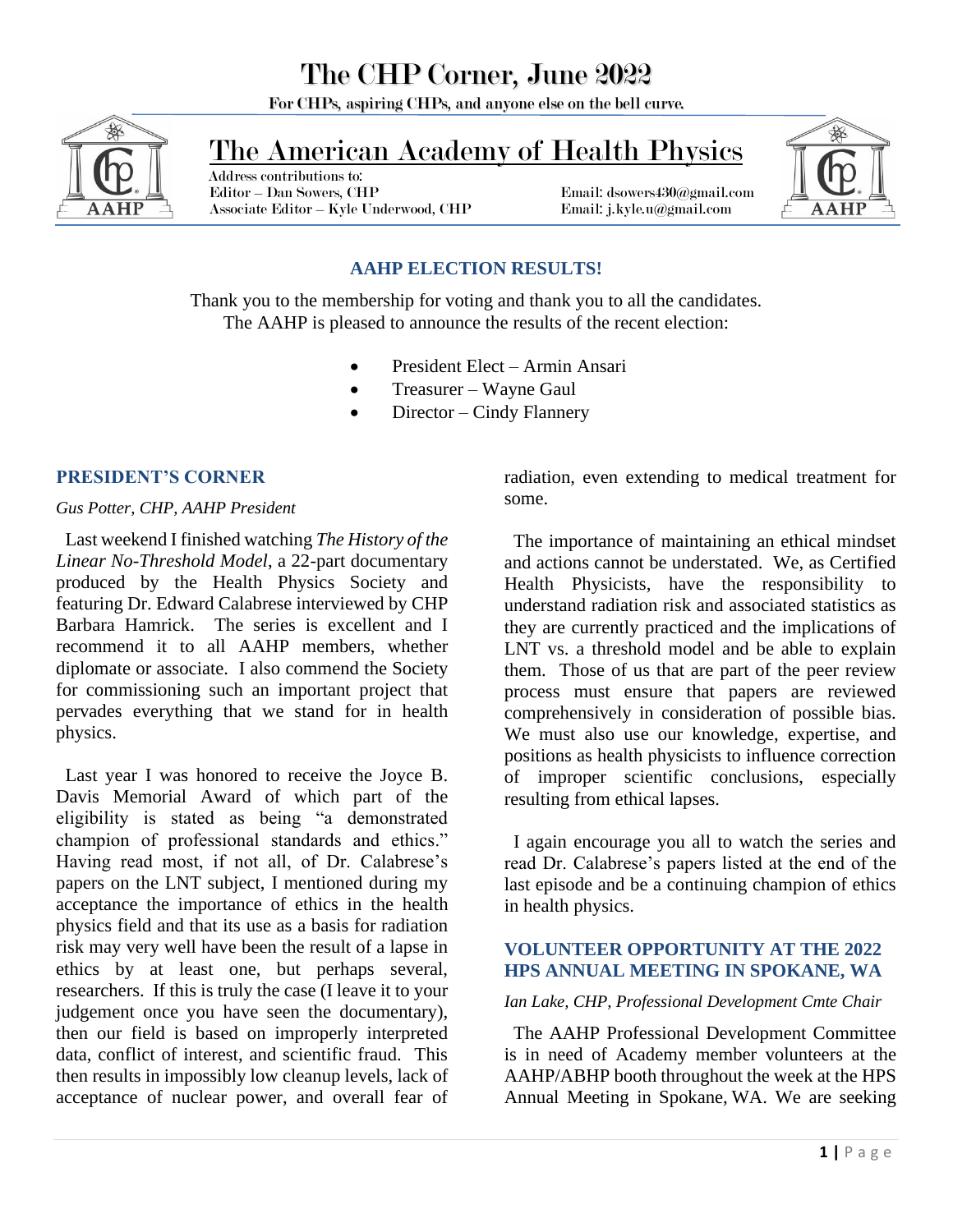# The CHP Corner, June 2022

For CHPs, aspiring CHPs, and anyone else on the bell curve.

## The American Academy of Health Physics

Address contributions to:
Editor – Dan Sowers, CHP — Email: dsowers430@gmail.com
Associate Editor – Kyle Underwood, CHP — Email: j.kyle.u@gmail.com

### AAHP ELECTION RESULTS!

Thank you to the membership for voting and thank you to all the candidates. The AAHP is pleased to announce the results of the recent election:

- President Elect – Armin Ansari
- Treasurer – Wayne Gaul
- Director – Cindy Flannery

### PRESIDENT'S CORNER

*Gus Potter, CHP, AAHP President*

Last weekend I finished watching *The History of the Linear No-Threshold Model*, a 22-part documentary produced by the Health Physics Society and featuring Dr. Edward Calabrese interviewed by CHP Barbara Hamrick. The series is excellent and I recommend it to all AAHP members, whether diplomate or associate. I also commend the Society for commissioning such an important project that pervades everything that we stand for in health physics.

Last year I was honored to receive the Joyce B. Davis Memorial Award of which part of the eligibility is stated as being "a demonstrated champion of professional standards and ethics." Having read most, if not all, of Dr. Calabrese's papers on the LNT subject, I mentioned during my acceptance the importance of ethics in the health physics field and that its use as a basis for radiation risk may very well have been the result of a lapse in ethics by at least one, but perhaps several, researchers. If this is truly the case (I leave it to your judgement once you have seen the documentary), then our field is based on improperly interpreted data, conflict of interest, and scientific fraud. This then results in impossibly low cleanup levels, lack of acceptance of nuclear power, and overall fear of radiation, even extending to medical treatment for some.

The importance of maintaining an ethical mindset and actions cannot be understated. We, as Certified Health Physicists, have the responsibility to understand radiation risk and associated statistics as they are currently practiced and the implications of LNT vs. a threshold model and be able to explain them. Those of us that are part of the peer review process must ensure that papers are reviewed comprehensively in consideration of possible bias. We must also use our knowledge, expertise, and positions as health physicists to influence correction of improper scientific conclusions, especially resulting from ethical lapses.

I again encourage you all to watch the series and read Dr. Calabrese's papers listed at the end of the last episode and be a continuing champion of ethics in health physics.

### VOLUNTEER OPPORTUNITY AT THE 2022 HPS ANNUAL MEETING IN SPOKANE, WA

*Ian Lake, CHP, Professional Development Cmte Chair*

The AAHP Professional Development Committee is in need of Academy member volunteers at the AAHP/ABHP booth throughout the week at the HPS Annual Meeting in Spokane, WA. We are seeking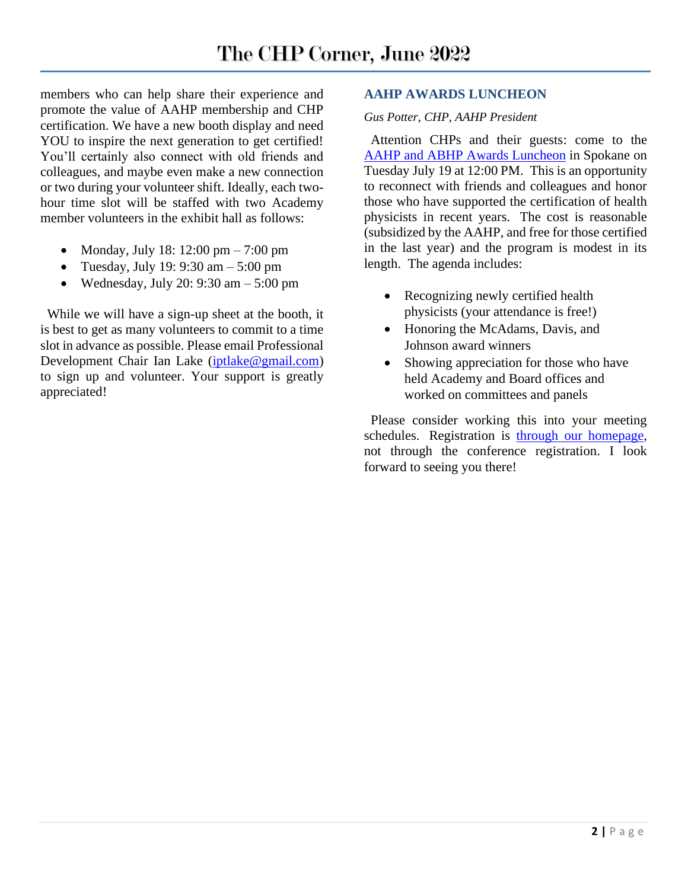members who can help share their experience and promote the value of AAHP membership and CHP certification. We have a new booth display and need YOU to inspire the next generation to get certified! You'll certainly also connect with old friends and colleagues, and maybe even make a new connection or two during your volunteer shift. Ideally, each two-hour time slot will be staffed with two Academy member volunteers in the exhibit hall as follows:

- Monday, July 18: 12:00 pm – 7:00 pm
- Tuesday, July 19: 9:30 am – 5:00 pm
- Wednesday, July 20: 9:30 am – 5:00 pm

While we will have a sign-up sheet at the booth, it is best to get as many volunteers to commit to a time slot in advance as possible. Please email Professional Development Chair Ian Lake (iptlake@gmail.com) to sign up and volunteer. Your support is greatly appreciated!

## AAHP AWARDS LUNCHEON

*Gus Potter, CHP, AAHP President*

Attention CHPs and their guests: come to the AAHP and ABHP Awards Luncheon in Spokane on Tuesday July 19 at 12:00 PM. This is an opportunity to reconnect with friends and colleagues and honor those who have supported the certification of health physicists in recent years. The cost is reasonable (subsidized by the AAHP, and free for those certified in the last year) and the program is modest in its length. The agenda includes:

- Recognizing newly certified health physicists (your attendance is free!)
- Honoring the McAdams, Davis, and Johnson award winners
- Showing appreciation for those who have held Academy and Board offices and worked on committees and panels

Please consider working this into your meeting schedules. Registration is through our homepage, not through the conference registration. I look forward to seeing you there!